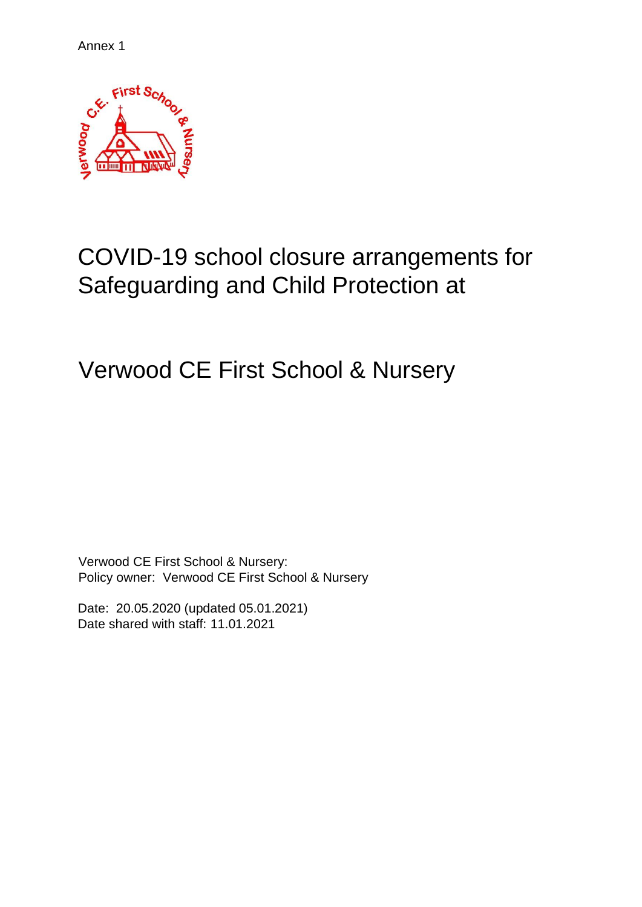Annex 1

# COVID-19 school closure arrangements for Safeguarding and Child Protection at

# Verwood CE First School & Nursery

Verwood CE First School & Nursery:
Policy owner: Verwood CE First School & Nursery

Date: 20.05.2020 (updated 05.01.2021)
Date shared with staff: 11.01.2021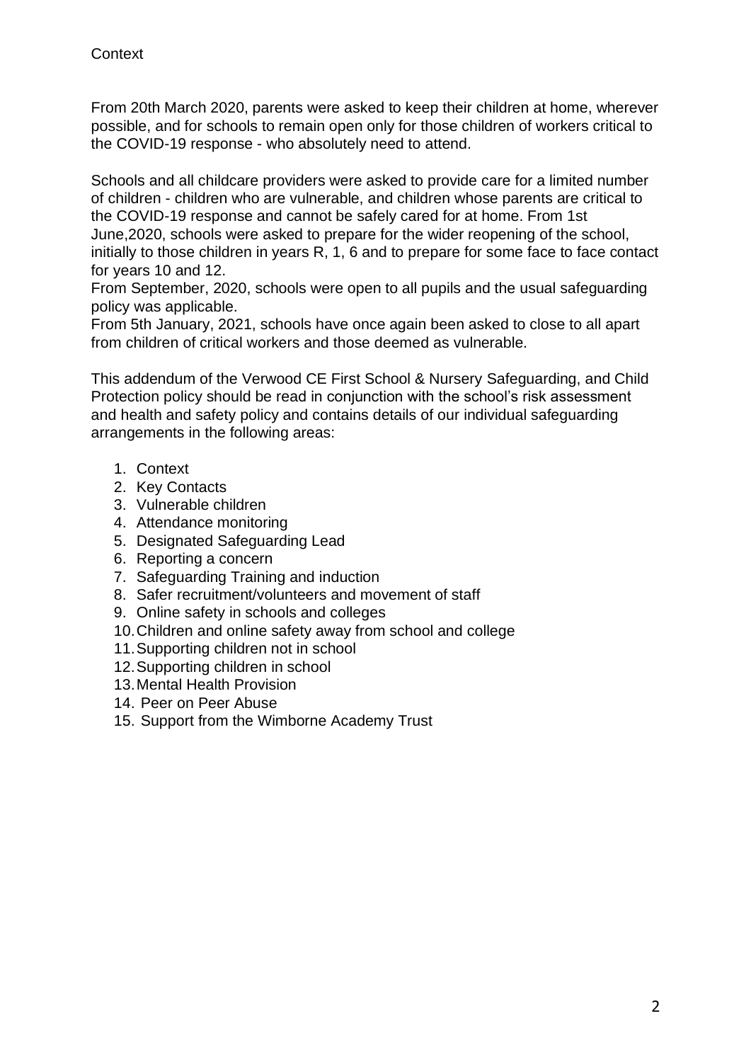# Context

From 20th March 2020, parents were asked to keep their children at home, wherever possible, and for schools to remain open only for those children of workers critical to the COVID-19 response - who absolutely need to attend.

Schools and all childcare providers were asked to provide care for a limited number of children - children who are vulnerable, and children whose parents are critical to the COVID-19 response and cannot be safely cared for at home. From 1st June,2020, schools were asked to prepare for the wider reopening of the school, initially to those children in years R, 1, 6 and to prepare for some face to face contact for years 10 and 12.
From September, 2020, schools were open to all pupils and the usual safeguarding policy was applicable.
From 5th January, 2021, schools have once again been asked to close to all apart from children of critical workers and those deemed as vulnerable.

This addendum of the Verwood CE First School & Nursery Safeguarding, and Child Protection policy should be read in conjunction with the school's risk assessment and health and safety policy and contains details of our individual safeguarding arrangements in the following areas:

1. Context
2. Key Contacts
3. Vulnerable children
4. Attendance monitoring
5. Designated Safeguarding Lead
6. Reporting a concern
7. Safeguarding Training and induction
8. Safer recruitment/volunteers and movement of staff
9. Online safety in schools and colleges
10. Children and online safety away from school and college
11. Supporting children not in school
12. Supporting children in school
13. Mental Health Provision
14. Peer on Peer Abuse
15. Support from the Wimborne Academy Trust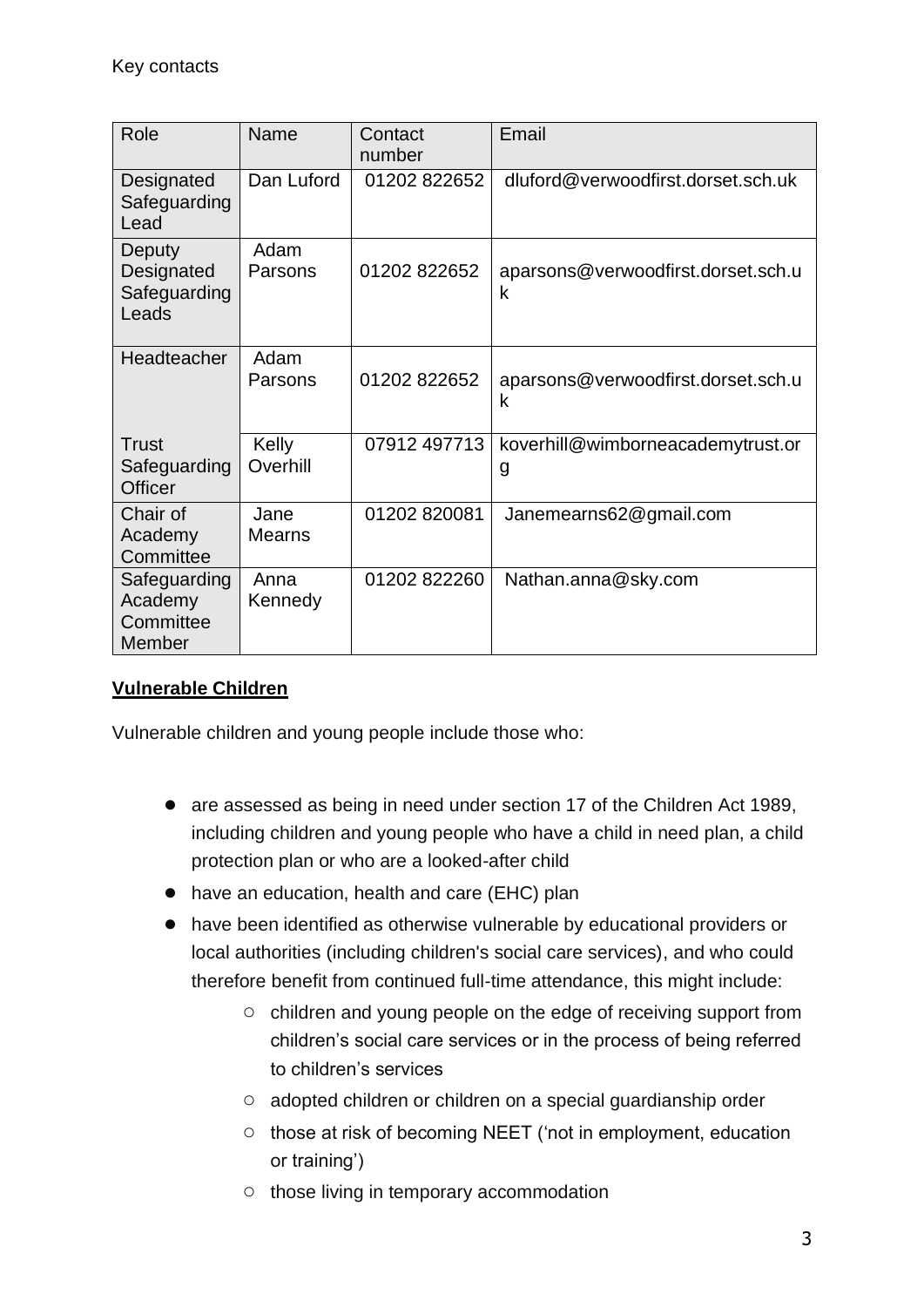Key contacts

| Role | Name | Contact number | Email |
| --- | --- | --- | --- |
| Designated Safeguarding Lead | Dan Luford | 01202 822652 | dluford@verwoodfirst.dorset.sch.uk |
| Deputy Designated Safeguarding Leads | Adam Parsons | 01202 822652 | aparsons@verwoodfirst.dorset.sch.uk |
| Headteacher | Adam Parsons | 01202 822652 | aparsons@verwoodfirst.dorset.sch.uk |
| Trust Safeguarding Officer | Kelly Overhill | 07912 497713 | koverhill@wimborneacademytrust.org |
| Chair of Academy Committee | Jane Mearns | 01202 820081 | Janemearns62@gmail.com |
| Safeguarding Academy Committee Member | Anna Kennedy | 01202 822260 | Nathan.anna@sky.com |

## Vulnerable Children

Vulnerable children and young people include those who:

- are assessed as being in need under section 17 of the Children Act 1989, including children and young people who have a child in need plan, a child protection plan or who are a looked-after child
- have an education, health and care (EHC) plan
- have been identified as otherwise vulnerable by educational providers or local authorities (including children's social care services), and who could therefore benefit from continued full-time attendance, this might include:
  - children and young people on the edge of receiving support from children's social care services or in the process of being referred to children's services
  - adopted children or children on a special guardianship order
  - those at risk of becoming NEET ('not in employment, education or training')
  - those living in temporary accommodation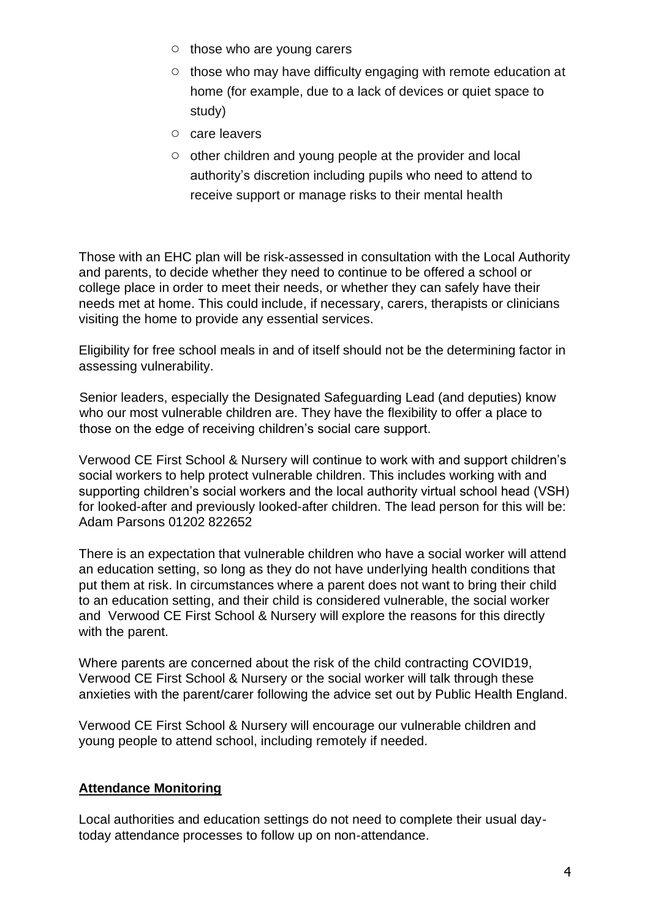- those who are young carers
- those who may have difficulty engaging with remote education at home (for example, due to a lack of devices or quiet space to study)
- care leavers
- other children and young people at the provider and local authority's discretion including pupils who need to attend to receive support or manage risks to their mental health

Those with an EHC plan will be risk-assessed in consultation with the Local Authority and parents, to decide whether they need to continue to be offered a school or college place in order to meet their needs, or whether they can safely have their needs met at home. This could include, if necessary, carers, therapists or clinicians visiting the home to provide any essential services.

Eligibility for free school meals in and of itself should not be the determining factor in assessing vulnerability.

Senior leaders, especially the Designated Safeguarding Lead (and deputies) know who our most vulnerable children are. They have the flexibility to offer a place to those on the edge of receiving children's social care support.

Verwood CE First School & Nursery will continue to work with and support children's social workers to help protect vulnerable children. This includes working with and supporting children's social workers and the local authority virtual school head (VSH) for looked-after and previously looked-after children. The lead person for this will be: Adam Parsons 01202 822652

There is an expectation that vulnerable children who have a social worker will attend an education setting, so long as they do not have underlying health conditions that put them at risk. In circumstances where a parent does not want to bring their child to an education setting, and their child is considered vulnerable, the social worker and Verwood CE First School & Nursery will explore the reasons for this directly with the parent.

Where parents are concerned about the risk of the child contracting COVID19, Verwood CE First School & Nursery or the social worker will talk through these anxieties with the parent/carer following the advice set out by Public Health England.

Verwood CE First School & Nursery will encourage our vulnerable children and young people to attend school, including remotely if needed.

**Attendance Monitoring**

Local authorities and education settings do not need to complete their usual daytoday attendance processes to follow up on non-attendance.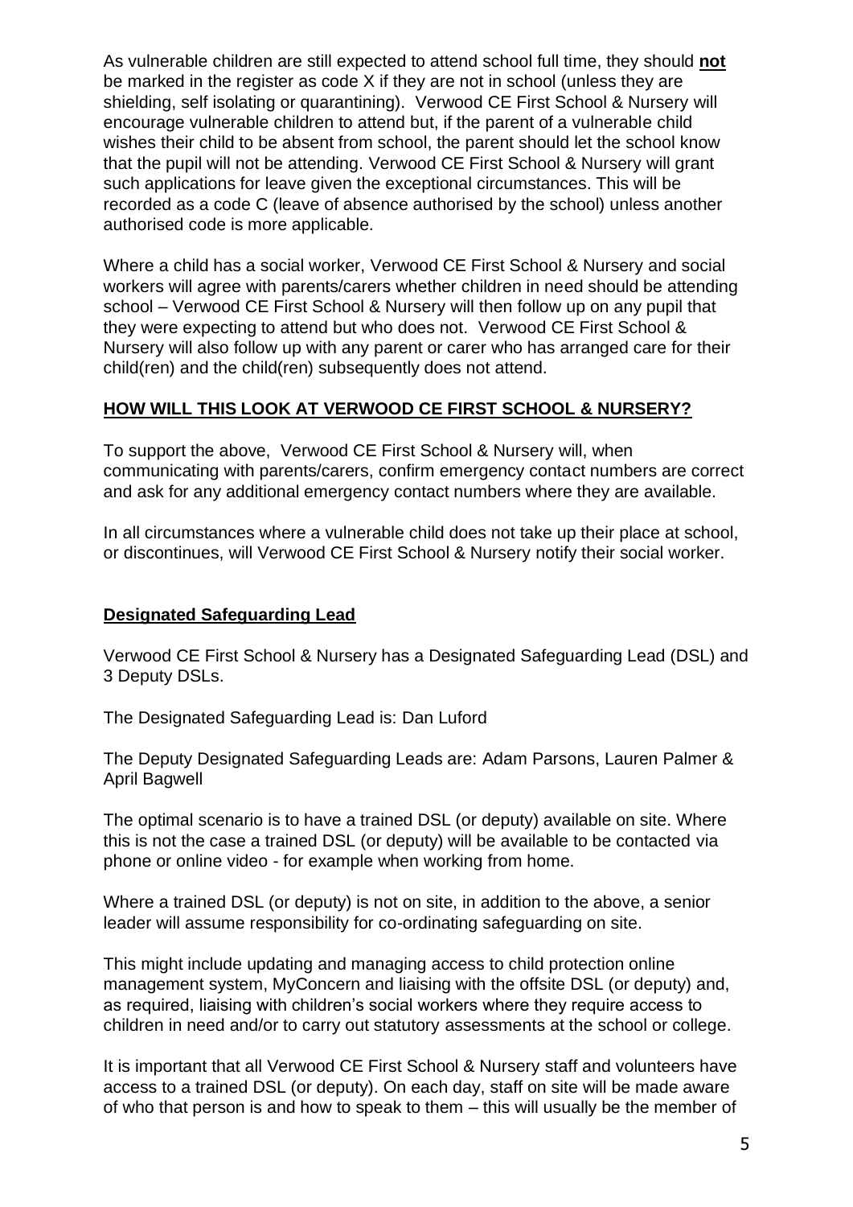As vulnerable children are still expected to attend school full time, they should **not** be marked in the register as code X if they are not in school (unless they are shielding, self isolating or quarantining). Verwood CE First School & Nursery will encourage vulnerable children to attend but, if the parent of a vulnerable child wishes their child to be absent from school, the parent should let the school know that the pupil will not be attending. Verwood CE First School & Nursery will grant such applications for leave given the exceptional circumstances. This will be recorded as a code C (leave of absence authorised by the school) unless another authorised code is more applicable.

Where a child has a social worker, Verwood CE First School & Nursery and social workers will agree with parents/carers whether children in need should be attending school – Verwood CE First School & Nursery will then follow up on any pupil that they were expecting to attend but who does not. Verwood CE First School & Nursery will also follow up with any parent or carer who has arranged care for their child(ren) and the child(ren) subsequently does not attend.

**HOW WILL THIS LOOK AT VERWOOD CE FIRST SCHOOL & NURSERY?**

To support the above, Verwood CE First School & Nursery will, when communicating with parents/carers, confirm emergency contact numbers are correct and ask for any additional emergency contact numbers where they are available.

In all circumstances where a vulnerable child does not take up their place at school, or discontinues, will Verwood CE First School & Nursery notify their social worker.

**Designated Safeguarding Lead**

Verwood CE First School & Nursery has a Designated Safeguarding Lead (DSL) and 3 Deputy DSLs.

The Designated Safeguarding Lead is: Dan Luford

The Deputy Designated Safeguarding Leads are: Adam Parsons, Lauren Palmer & April Bagwell

The optimal scenario is to have a trained DSL (or deputy) available on site. Where this is not the case a trained DSL (or deputy) will be available to be contacted via phone or online video - for example when working from home.

Where a trained DSL (or deputy) is not on site, in addition to the above, a senior leader will assume responsibility for co-ordinating safeguarding on site.

This might include updating and managing access to child protection online management system, MyConcern and liaising with the offsite DSL (or deputy) and, as required, liaising with children's social workers where they require access to children in need and/or to carry out statutory assessments at the school or college.

It is important that all Verwood CE First School & Nursery staff and volunteers have access to a trained DSL (or deputy). On each day, staff on site will be made aware of who that person is and how to speak to them – this will usually be the member of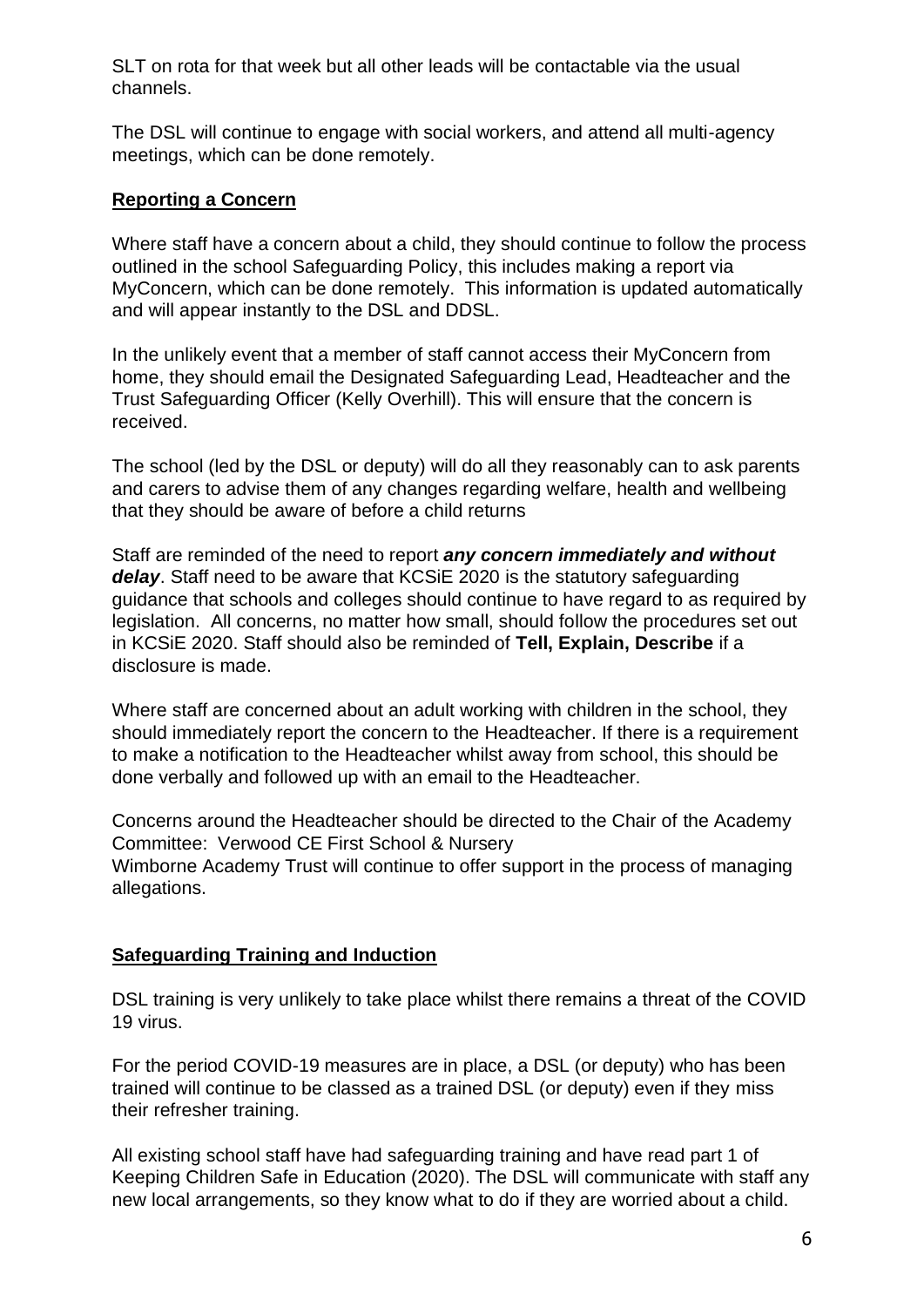SLT on rota for that week but all other leads will be contactable via the usual channels.

The DSL will continue to engage with social workers, and attend all multi-agency meetings, which can be done remotely.

## Reporting a Concern

Where staff have a concern about a child, they should continue to follow the process outlined in the school Safeguarding Policy, this includes making a report via MyConcern, which can be done remotely. This information is updated automatically and will appear instantly to the DSL and DDSL.

In the unlikely event that a member of staff cannot access their MyConcern from home, they should email the Designated Safeguarding Lead, Headteacher and the Trust Safeguarding Officer (Kelly Overhill). This will ensure that the concern is received.

The school (led by the DSL or deputy) will do all they reasonably can to ask parents and carers to advise them of any changes regarding welfare, health and wellbeing that they should be aware of before a child returns

Staff are reminded of the need to report ***any concern immediately and without delay***. Staff need to be aware that KCSiE 2020 is the statutory safeguarding guidance that schools and colleges should continue to have regard to as required by legislation. All concerns, no matter how small, should follow the procedures set out in KCSiE 2020. Staff should also be reminded of **Tell, Explain, Describe** if a disclosure is made.

Where staff are concerned about an adult working with children in the school, they should immediately report the concern to the Headteacher. If there is a requirement to make a notification to the Headteacher whilst away from school, this should be done verbally and followed up with an email to the Headteacher.

Concerns around the Headteacher should be directed to the Chair of the Academy Committee: Verwood CE First School & Nursery
Wimborne Academy Trust will continue to offer support in the process of managing allegations.

## Safeguarding Training and Induction

DSL training is very unlikely to take place whilst there remains a threat of the COVID 19 virus.

For the period COVID-19 measures are in place, a DSL (or deputy) who has been trained will continue to be classed as a trained DSL (or deputy) even if they miss their refresher training.

All existing school staff have had safeguarding training and have read part 1 of Keeping Children Safe in Education (2020). The DSL will communicate with staff any new local arrangements, so they know what to do if they are worried about a child.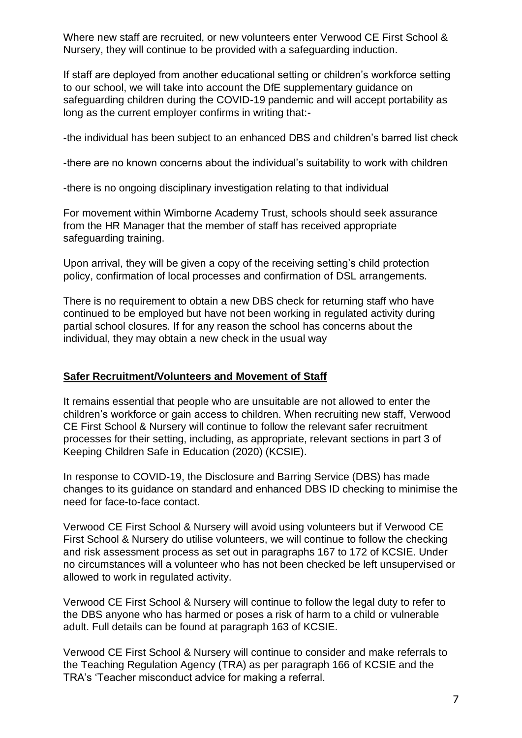Where new staff are recruited, or new volunteers enter Verwood CE First School & Nursery, they will continue to be provided with a safeguarding induction.

If staff are deployed from another educational setting or children's workforce setting to our school, we will take into account the DfE supplementary guidance on safeguarding children during the COVID-19 pandemic and will accept portability as long as the current employer confirms in writing that:-

-the individual has been subject to an enhanced DBS and children's barred list check

-there are no known concerns about the individual's suitability to work with children

-there is no ongoing disciplinary investigation relating to that individual

For movement within Wimborne Academy Trust, schools should seek assurance from the HR Manager that the member of staff has received appropriate safeguarding training.

Upon arrival, they will be given a copy of the receiving setting's child protection policy, confirmation of local processes and confirmation of DSL arrangements.

There is no requirement to obtain a new DBS check for returning staff who have continued to be employed but have not been working in regulated activity during partial school closures. If for any reason the school has concerns about the individual, they may obtain a new check in the usual way

## Safer Recruitment/Volunteers and Movement of Staff

It remains essential that people who are unsuitable are not allowed to enter the children's workforce or gain access to children. When recruiting new staff, Verwood CE First School & Nursery will continue to follow the relevant safer recruitment processes for their setting, including, as appropriate, relevant sections in part 3 of Keeping Children Safe in Education (2020) (KCSIE).

In response to COVID-19, the Disclosure and Barring Service (DBS) has made changes to its guidance on standard and enhanced DBS ID checking to minimise the need for face-to-face contact.

Verwood CE First School & Nursery will avoid using volunteers but if Verwood CE First School & Nursery do utilise volunteers, we will continue to follow the checking and risk assessment process as set out in paragraphs 167 to 172 of KCSIE. Under no circumstances will a volunteer who has not been checked be left unsupervised or allowed to work in regulated activity.

Verwood CE First School & Nursery will continue to follow the legal duty to refer to the DBS anyone who has harmed or poses a risk of harm to a child or vulnerable adult. Full details can be found at paragraph 163 of KCSIE.

Verwood CE First School & Nursery will continue to consider and make referrals to the Teaching Regulation Agency (TRA) as per paragraph 166 of KCSIE and the TRA's 'Teacher misconduct advice for making a referral.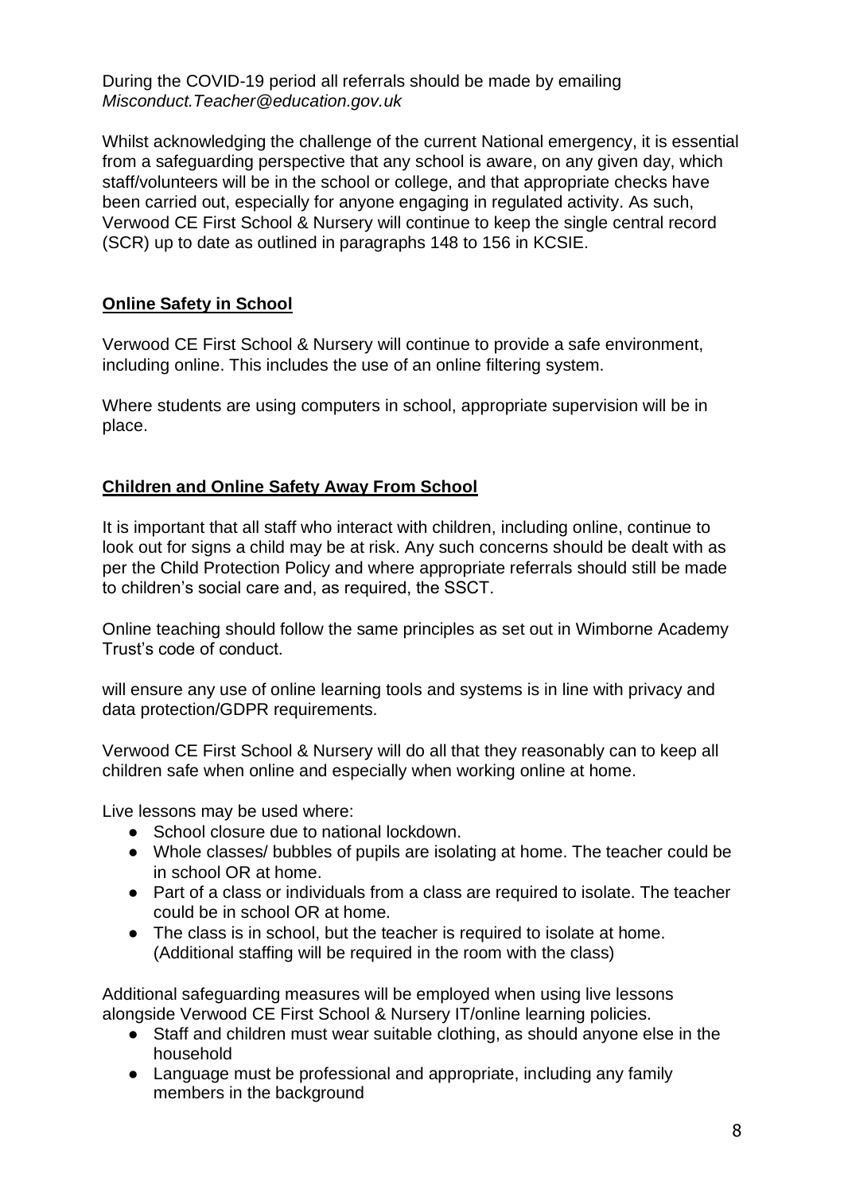During the COVID-19 period all referrals should be made by emailing *Misconduct.Teacher@education.gov.uk*

Whilst acknowledging the challenge of the current National emergency, it is essential from a safeguarding perspective that any school is aware, on any given day, which staff/volunteers will be in the school or college, and that appropriate checks have been carried out, especially for anyone engaging in regulated activity. As such, Verwood CE First School & Nursery will continue to keep the single central record (SCR) up to date as outlined in paragraphs 148 to 156 in KCSIE.

## **Online Safety in School**

Verwood CE First School & Nursery will continue to provide a safe environment, including online. This includes the use of an online filtering system.

Where students are using computers in school, appropriate supervision will be in place.

## **Children and Online Safety Away From School**

It is important that all staff who interact with children, including online, continue to look out for signs a child may be at risk. Any such concerns should be dealt with as per the Child Protection Policy and where appropriate referrals should still be made to children's social care and, as required, the SSCT.

Online teaching should follow the same principles as set out in Wimborne Academy Trust's code of conduct.

will ensure any use of online learning tools and systems is in line with privacy and data protection/GDPR requirements.

Verwood CE First School & Nursery will do all that they reasonably can to keep all children safe when online and especially when working online at home.

Live lessons may be used where:

- School closure due to national lockdown.
- Whole classes/ bubbles of pupils are isolating at home. The teacher could be in school OR at home.
- Part of a class or individuals from a class are required to isolate. The teacher could be in school OR at home.
- The class is in school, but the teacher is required to isolate at home. (Additional staffing will be required in the room with the class)

Additional safeguarding measures will be employed when using live lessons alongside Verwood CE First School & Nursery IT/online learning policies.

- Staff and children must wear suitable clothing, as should anyone else in the household
- Language must be professional and appropriate, including any family members in the background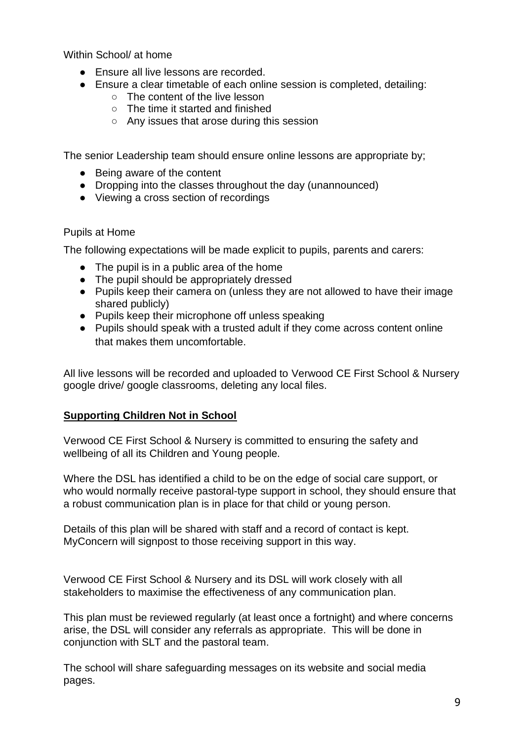Within School/ at home

- Ensure all live lessons are recorded.
- Ensure a clear timetable of each online session is completed, detailing:
  - The content of the live lesson
  - The time it started and finished
  - Any issues that arose during this session

The senior Leadership team should ensure online lessons are appropriate by;

- Being aware of the content
- Dropping into the classes throughout the day (unannounced)
- Viewing a cross section of recordings

Pupils at Home

The following expectations will be made explicit to pupils, parents and carers:

- The pupil is in a public area of the home
- The pupil should be appropriately dressed
- Pupils keep their camera on (unless they are not allowed to have their image shared publicly)
- Pupils keep their microphone off unless speaking
- Pupils should speak with a trusted adult if they come across content online that makes them uncomfortable.

All live lessons will be recorded and uploaded to Verwood CE First School & Nursery google drive/ google classrooms, deleting any local files.

**Supporting Children Not in School**

Verwood CE First School & Nursery is committed to ensuring the safety and wellbeing of all its Children and Young people.

Where the DSL has identified a child to be on the edge of social care support, or who would normally receive pastoral-type support in school, they should ensure that a robust communication plan is in place for that child or young person.

Details of this plan will be shared with staff and a record of contact is kept. MyConcern will signpost to those receiving support in this way.

Verwood CE First School & Nursery and its DSL will work closely with all stakeholders to maximise the effectiveness of any communication plan.

This plan must be reviewed regularly (at least once a fortnight) and where concerns arise, the DSL will consider any referrals as appropriate. This will be done in conjunction with SLT and the pastoral team.

The school will share safeguarding messages on its website and social media pages.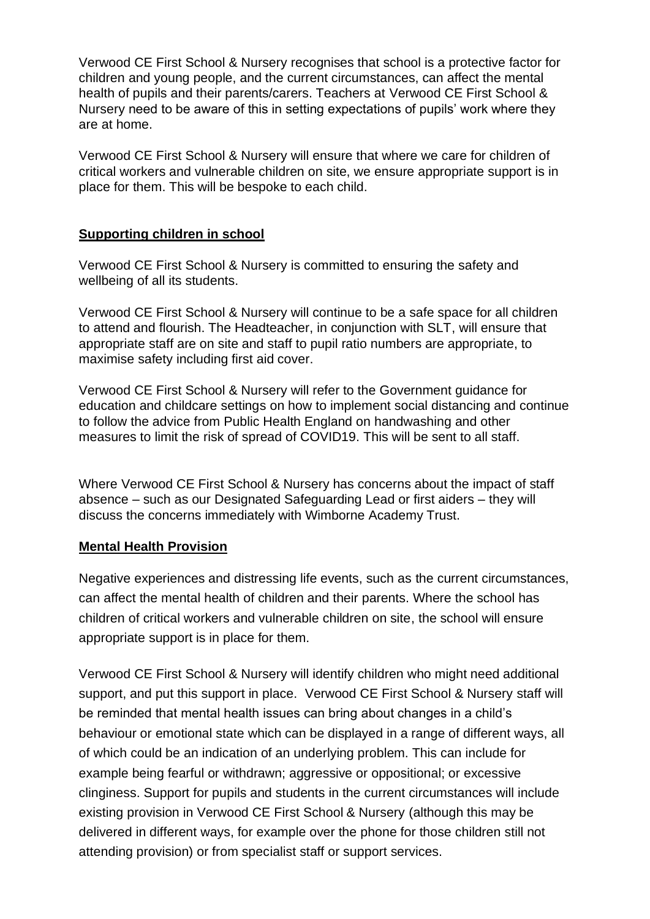Verwood CE First School & Nursery recognises that school is a protective factor for children and young people, and the current circumstances, can affect the mental health of pupils and their parents/carers. Teachers at Verwood CE First School & Nursery need to be aware of this in setting expectations of pupils' work where they are at home.

Verwood CE First School & Nursery will ensure that where we care for children of critical workers and vulnerable children on site, we ensure appropriate support is in place for them. This will be bespoke to each child.

## Supporting children in school

Verwood CE First School & Nursery is committed to ensuring the safety and wellbeing of all its students.

Verwood CE First School & Nursery will continue to be a safe space for all children to attend and flourish. The Headteacher, in conjunction with SLT, will ensure that appropriate staff are on site and staff to pupil ratio numbers are appropriate, to maximise safety including first aid cover.

Verwood CE First School & Nursery will refer to the Government guidance for education and childcare settings on how to implement social distancing and continue to follow the advice from Public Health England on handwashing and other measures to limit the risk of spread of COVID19. This will be sent to all staff.

Where Verwood CE First School & Nursery has concerns about the impact of staff absence – such as our Designated Safeguarding Lead or first aiders – they will discuss the concerns immediately with Wimborne Academy Trust.

## Mental Health Provision

Negative experiences and distressing life events, such as the current circumstances, can affect the mental health of children and their parents. Where the school has children of critical workers and vulnerable children on site, the school will ensure appropriate support is in place for them.

Verwood CE First School & Nursery will identify children who might need additional support, and put this support in place. Verwood CE First School & Nursery staff will be reminded that mental health issues can bring about changes in a child's behaviour or emotional state which can be displayed in a range of different ways, all of which could be an indication of an underlying problem. This can include for example being fearful or withdrawn; aggressive or oppositional; or excessive clinginess. Support for pupils and students in the current circumstances will include existing provision in Verwood CE First School & Nursery (although this may be delivered in different ways, for example over the phone for those children still not attending provision) or from specialist staff or support services.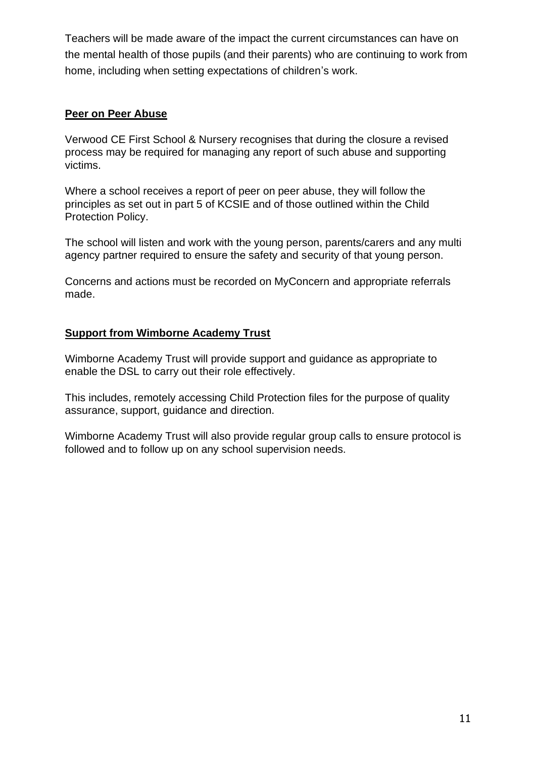Teachers will be made aware of the impact the current circumstances can have on the mental health of those pupils (and their parents) who are continuing to work from home, including when setting expectations of children's work.

## Peer on Peer Abuse

Verwood CE First School & Nursery recognises that during the closure a revised process may be required for managing any report of such abuse and supporting victims.

Where a school receives a report of peer on peer abuse, they will follow the principles as set out in part 5 of KCSIE and of those outlined within the Child Protection Policy.

The school will listen and work with the young person, parents/carers and any multi agency partner required to ensure the safety and security of that young person.

Concerns and actions must be recorded on MyConcern and appropriate referrals made.

## Support from Wimborne Academy Trust

Wimborne Academy Trust will provide support and guidance as appropriate to enable the DSL to carry out their role effectively.

This includes, remotely accessing Child Protection files for the purpose of quality assurance, support, guidance and direction.

Wimborne Academy Trust will also provide regular group calls to ensure protocol is followed and to follow up on any school supervision needs.